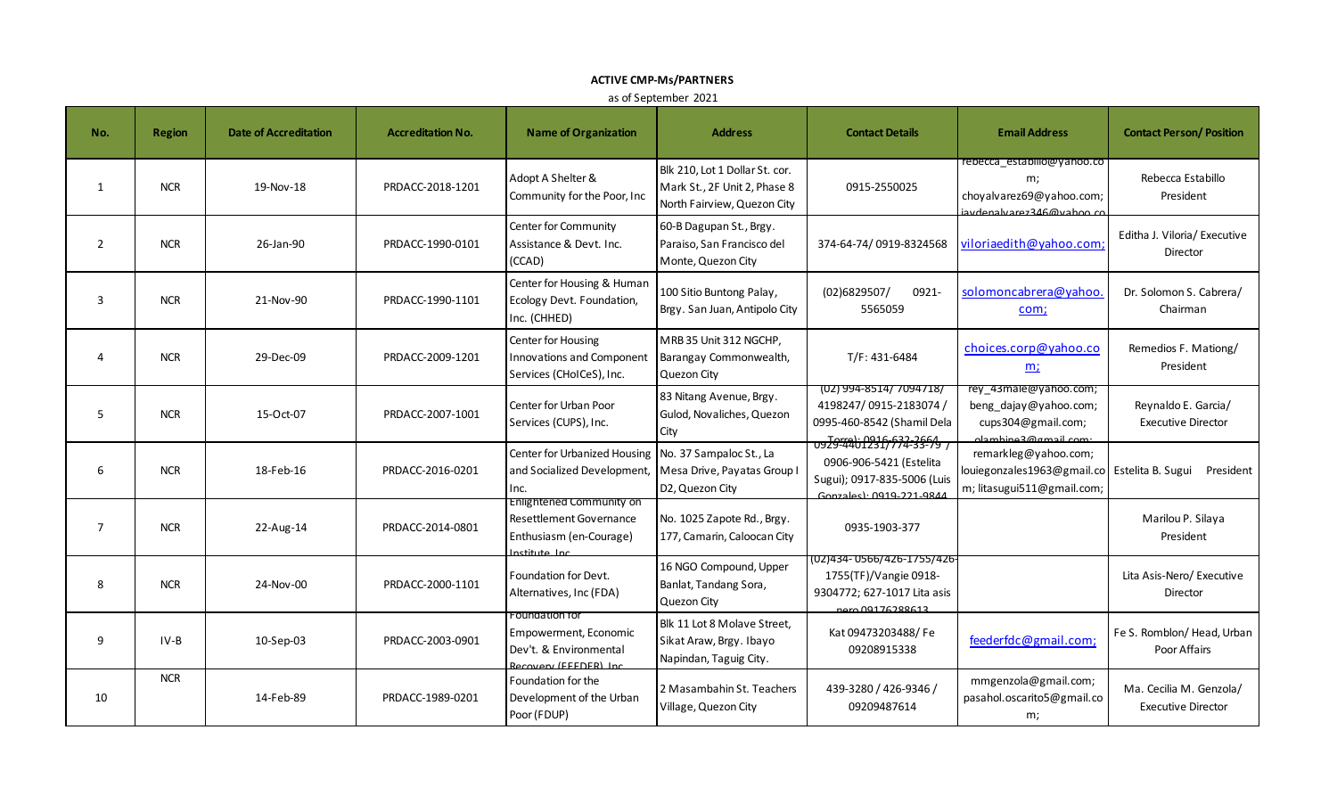**ACTIVE CMP-Ms/PARTNERS**

as of September 2021

| No. | Region | Date of Accreditation | Accreditation No. | Name of Organization | Address | Contact Details | Email Address | Contact Person/ Position |
|---|---|---|---|---|---|---|---|---|
| 1 | NCR | 19-Nov-18 | PRDACC-2018-1201 | Adopt A Shelter & Community for the Poor, Inc | Blk 210, Lot 1 Dollar St. cor. Mark St., 2F Unit 2, Phase 8 North Fairview, Quezon City | 0915-2550025 | rebecca_estabillo@yahoo.com; choyalvarez69@yahoo.com; jaydenalvarez346@yahoo.co | Rebecca Estabillo President |
| 2 | NCR | 26-Jan-90 | PRDACC-1990-0101 | Center for Community Assistance & Devt. Inc. (CCAD) | 60-B Dagupan St., Brgy. Paraiso, San Francisco del Monte, Quezon City | 374-64-74/ 0919-8324568 | viloriaedith@yahoo.com; | Editha J. Viloria/ Executive Director |
| 3 | NCR | 21-Nov-90 | PRDACC-1990-1101 | Center for Housing & Human Ecology Devt. Foundation, Inc. (CHHED) | 100 Sitio Buntong Palay, Brgy. San Juan, Antipolo City | (02)6829507/ 0921-5565059 | solomoncabrera@yahoo.com; | Dr. Solomon S. Cabrera/ Chairman |
| 4 | NCR | 29-Dec-09 | PRDACC-2009-1201 | Center for Housing Innovations and Component Services (CHoICeS), Inc. | MRB 35 Unit 312 NGCHP, Barangay Commonwealth, Quezon City | T/F: 431-6484 | choices.corp@yahoo.com; | Remedios F. Mationg/ President |
| 5 | NCR | 15-Oct-07 | PRDACC-2007-1001 | Center for Urban Poor Services (CUPS), Inc. | 83 Nitang Avenue, Brgy. Gulod, Novaliches, Quezon City | (02) 994-8514/ 7094718/ 4198247/ 0915-2183074 / 0995-460-8542 (Shamil Dela Torre); 0916-632-2664 | rey_43male@yahoo.com; beng_dajay@yahoo.com; cups304@gmail.com; olambine3@gmail.com; | Reynaldo E. Garcia/ Executive Director |
| 6 | NCR | 18-Feb-16 | PRDACC-2016-0201 | Center for Urbanized Housing and Socialized Development, Inc. | No. 37 Sampaloc St., La Mesa Drive, Payatas Group I D2, Quezon City | 0929-4401231/ 774-35-79 / 0906-906-5421 (Estelita Sugui); 0917-835-5006 (Luis Gonzales); 0919-221-9844 | remarkleg@yahoo.com; louiegonzales1963@gmail.com; litasugui511@gmail.com; | Estelita B. Sugui President |
| 7 | NCR | 22-Aug-14 | PRDACC-2014-0801 | Enlightened Community on Resettlement Governance Enthusiasm (en-Courage) Institute, Inc. | No. 1025 Zapote Rd., Brgy. 177, Camarin, Caloocan City | 0935-1903-377 | | Marilou P. Silaya President |
| 8 | NCR | 24-Nov-00 | PRDACC-2000-1101 | Foundation for Devt. Alternatives, Inc (FDA) | 16 NGO Compound, Upper Banlat, Tandang Sora, Quezon City | (02)434- 0566/426-1755/426-1755(TF)/Vangie 0918-9304772; 627-1017 Lita asis nero 09176288613 | | Lita Asis-Nero/ Executive Director |
| 9 | IV-B | 10-Sep-03 | PRDACC-2003-0901 | Foundation for Empowerment, Economic Dev't. & Environmental Recovery (FEEDER), Inc. | Blk 11 Lot 8 Molave Street, Sikat Araw, Brgy. Ibayo Napindan, Taguig City. | Kat 09473203488/ Fe 09208915338 | feederfdc@gmail.com; | Fe S. Romblon/ Head, Urban Poor Affairs |
| 10 | NCR | 14-Feb-89 | PRDACC-1989-0201 | Foundation for the Development of the Urban Poor (FDUP) | 2 Masambahin St. Teachers Village, Quezon City | 439-3280 / 426-9346 / 09209487614 | mmgenzola@gmail.com; pasahol.oscarito5@gmail.com; | Ma. Cecilia M. Genzola/ Executive Director |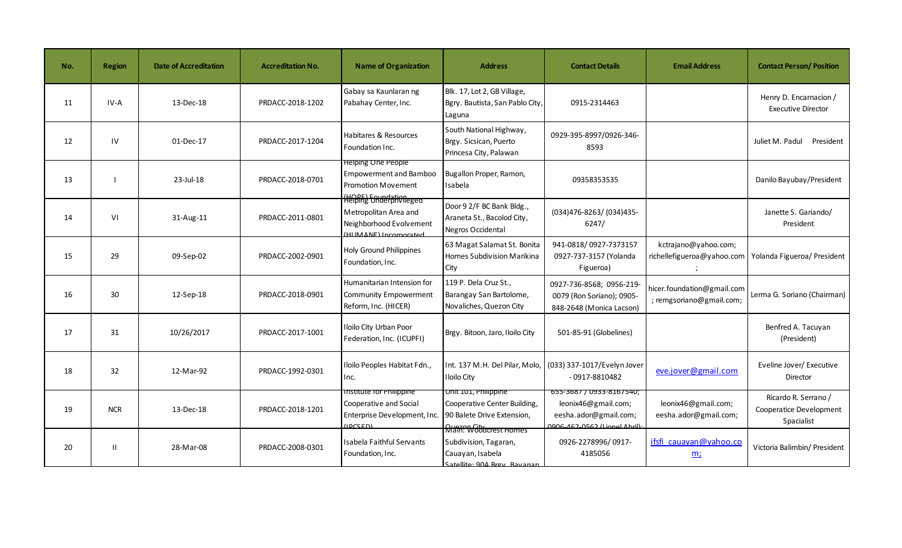| No. | Region | Date of Accreditation | Accreditation No. | Name of Organization | Address | Contact Details | Email Address | Contact Person/ Position |
|---|---|---|---|---|---|---|---|---|
| 11 | IV-A | 13-Dec-18 | PRDACC-2018-1202 | Gabay sa Kaunlaran ng Pabahay Center, Inc. | Blk. 17, Lot 2, GB Village, Bgry. Bautista, San Pablo City, Laguna | 0915-2314463 | | Henry D. Encarnacion / Executive Director |
| 12 | IV | 01-Dec-17 | PRDACC-2017-1204 | Habitares & Resources Foundation Inc. | South National Highway, Brgy. Sicsican, Puerto Princesa City, Palawan | 0929-395-8997/0926-346-8593 | | Juliet M. Padul President |
| 13 | I | 23-Jul-18 | PRDACC-2018-0701 | Helping One People Empowerment and Bamboo Promotion Movement (HOPE) Foundation | Bugallon Proper, Ramon, Isabela | 09358353535 | | Danilo Bayubay/President |
| 14 | VI | 31-Aug-11 | PRDACC-2011-0801 | Helping Underprivileged Metropolitan Area and Neighborhood Evolvement (HUMANE) Incorporated | Door 9 2/F BC Bank Bldg., Araneta St., Bacolod City, Negros Occidental | (034)476-8263/ (034)435-6247/ | | Janette S. Gariando/ President |
| 15 | 29 | 09-Sep-02 | PRDACC-2002-0901 | Holy Ground Philippines Foundation, Inc. | 63 Magat Salamat St. Bonita Homes Subdivision Marikina City | 941-0818/ 0927-7373157 0927-737-3157 (Yolanda Figueroa) | kctrajano@yahoo.com; richellefigueroa@yahoo.com ; | Yolanda Figueroa/ President |
| 16 | 30 | 12-Sep-18 | PRDACC-2018-0901 | Humanitarian Intension for Community Empowerment Reform, Inc. (HICER) | 119 P. Dela Cruz St., Barangay San Bartolome, Novaliches, Quezon City | 0927-736-8568; 0956-219-0079 (Ron Soriano); 0905-848-2648 (Monica Lacson) | hicer.foundation@gmail.com ; remgsoriano@gmail.com; | Lerma G. Soriano (Chairman) |
| 17 | 31 | 10/26/2017 | PRDACC-2017-1001 | Iloilo City Urban Poor Federation, Inc. (ICUPFI) | Brgy. Bitoon, Jaro, Iloilo City | 501-85-91 (Globelines) | | Benfred A. Tacuyan (President) |
| 18 | 32 | 12-Mar-92 | PRDACC-1992-0301 | Iloilo Peoples Habitat Fdn., Inc. | Int. 137 M.H. Del Pilar, Molo, Iloilo City | (033) 337-1017/Evelyn Jover - 0917-8810482 | eve.jover@gmail.com | Eveline Jover/ Executive Director |
| 19 | NCR | 13-Dec-18 | PRDACC-2018-1201 | Institute for Philippine Cooperative and Social Enterprise Development, Inc. (IPCSED) | Unit 101, Philippine Cooperative Center Building, 90 Balete Drive Extension, Quezon City | 655-3687 / 0933-8167540; leonix46@gmail.com; eesha.ador@gmail.com; 0906-462-0562 (Lionel Abril); | leonix46@gmail.com; eesha.ador@gmail.com; | Ricardo R. Serrano / Cooperatice Development Spacialist |
| 20 | II | 28-Mar-08 | PRDACC-2008-0301 | Isabela Faithful Servants Foundation, Inc. | Main: Woodcrest Homes Subdivision, Tagaran, Cauayan, Isabela Satellite: 90A Brgy. Bayanan | 0926-2278996/ 0917-4185056 | ifsfi_cauayan@yahoo.com; | Victoria Balimbin/ President |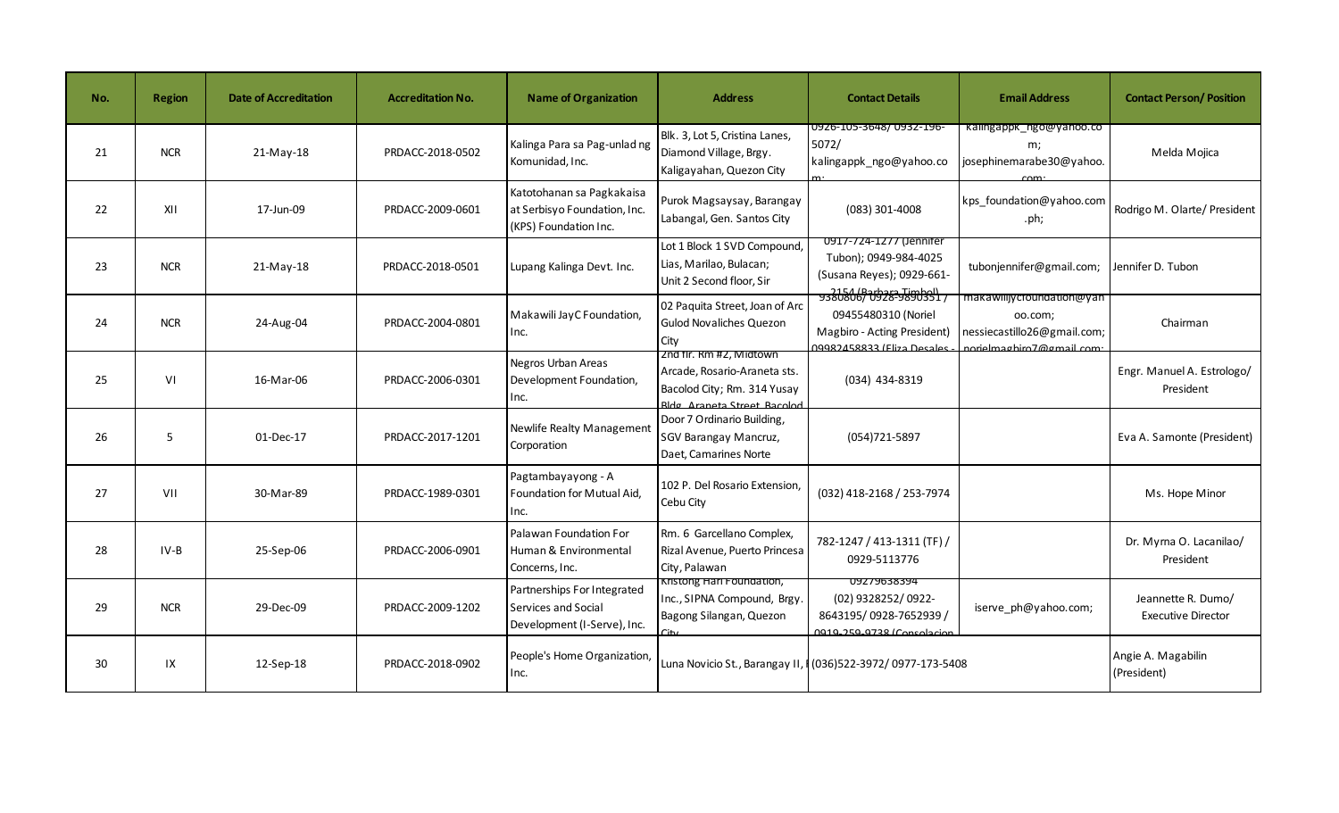| No. | Region | Date of Accreditation | Accreditation No. | Name of Organization | Address | Contact Details | Email Address | Contact Person/ Position |
|---|---|---|---|---|---|---|---|---|
| 21 | NCR | 21-May-18 | PRDACC-2018-0502 | Kalinga Para sa Pag-unlad ng Komunidad, Inc. | Blk. 3, Lot 5, Cristina Lanes, Diamond Village, Brgy. Kaligayahan, Quezon City | 0926-105-3648/ 0932-196-5072/ kalingappk_ngo@yahoo.com; | kalingappk_ngo@yahoo.com; josephinemarabe30@yahoo.com; | Melda Mojica |
| 22 | XII | 17-Jun-09 | PRDACC-2009-0601 | Katotohanan sa Pagkakaisa at Serbisyo Foundation, Inc. (KPS) Foundation Inc. | Purok Magsaysay, Barangay Labangal, Gen. Santos City | (083) 301-4008 | kps_foundation@yahoo.com.ph; | Rodrigo M. Olarte/ President |
| 23 | NCR | 21-May-18 | PRDACC-2018-0501 | Lupang Kalinga Devt. Inc. | Lot 1 Block 1 SVD Compound, Lias, Marilao, Bulacan; Unit 2 Second floor, Sir | 0917-724-1277 (Jennifer Tubon); 0949-984-4025 (Susana Reyes); 0929-661-2154 (Barbara Timbol) | tubonjennifer@gmail.com; | Jennifer D. Tubon |
| 24 | NCR | 24-Aug-04 | PRDACC-2004-0801 | Makawili JayC Foundation, Inc. | 02 Paquita Street, Joan of Arc Gulod Novaliches Quezon City | 9380806/ 0928-9890351 / 09455480310 (Noriel Magbiro - Acting President) 09982458833 (Eliza Desales - | makawilijycfoundation@yahoo.com; nessiecastillo26@gmail.com; norielmagbiro7@gmail.com; | Chairman |
| 25 | VI | 16-Mar-06 | PRDACC-2006-0301 | Negros Urban Areas Development Foundation, Inc. | 2nd flr. Rm #2, Midtown Arcade, Rosario-Araneta sts. Bacolod City; Rm. 314 Yusay Bldg. Araneta Street, Bacolod | (034) 434-8319 | | Engr. Manuel A. Estrologo/ President |
| 26 | 5 | 01-Dec-17 | PRDACC-2017-1201 | Newlife Realty Management Corporation | Door 7 Ordinario Building, SGV Barangay Mancruz, Daet, Camarines Norte | (054)721-5897 | | Eva A. Samonte (President) |
| 27 | VII | 30-Mar-89 | PRDACC-1989-0301 | Pagtambayayong - A Foundation for Mutual Aid, Inc. | 102 P. Del Rosario Extension, Cebu City | (032) 418-2168 / 253-7974 | | Ms. Hope Minor |
| 28 | IV-B | 25-Sep-06 | PRDACC-2006-0901 | Palawan Foundation For Human & Environmental Concerns, Inc. | Rm. 6 Garcellano Complex, Rizal Avenue, Puerto Princesa City, Palawan | 782-1247 / 413-1311 (TF) / 0929-5113776 | | Dr. Myrna O. Lacanilao/ President |
| 29 | NCR | 29-Dec-09 | PRDACC-2009-1202 | Partnerships For Integrated Services and Social Development (I-Serve), Inc. | Kristong Hari Foundation, Inc., SIPNA Compound, Brgy. Bagong Silangan, Quezon City | 09279638394 (02) 9328252/ 0922-8643195/ 0928-7652939 / 0919-259-9738 (Consolacion | iserve_ph@yahoo.com; | Jeannette R. Dumo/ Executive Director |
| 30 | IX | 12-Sep-18 | PRDACC-2018-0902 | People's Home Organization, Inc. | Luna Novicio St., Barangay II, | (036)522-3972/ 0977-173-5408 | | Angie A. Magabilin (President) |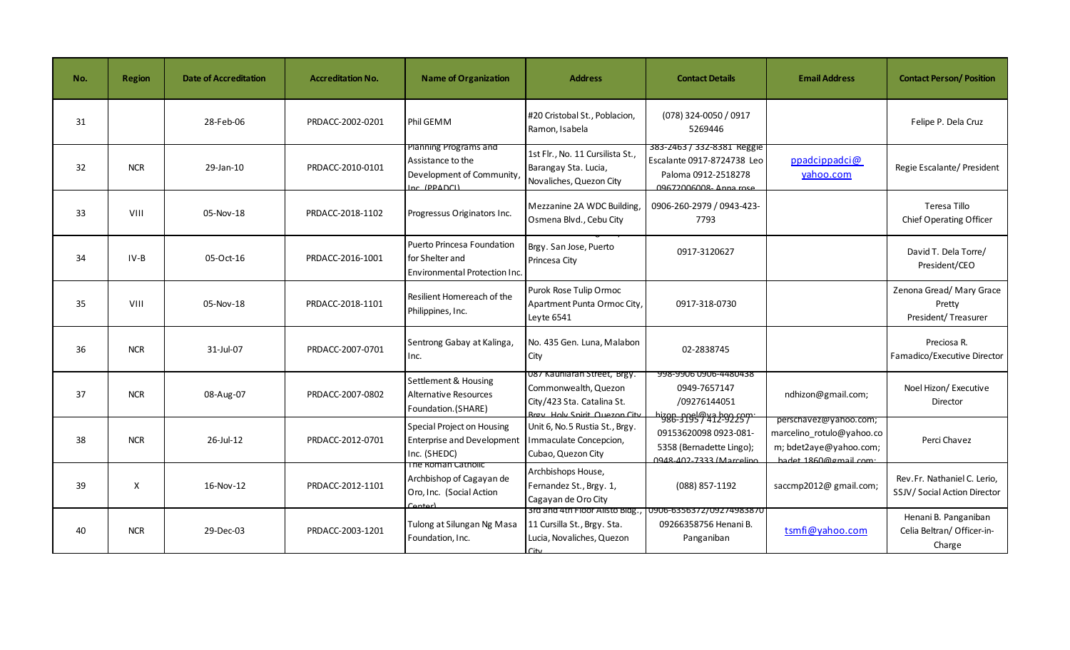| No. | Region | Date of Accreditation | Accreditation No. | Name of Organization | Address | Contact Details | Email Address | Contact Person/ Position |
|---|---|---|---|---|---|---|---|---|
| 31 | | 28-Feb-06 | PRDACC-2002-0201 | Phil GEMM | #20 Cristobal St., Poblacion, Ramon, Isabela | (078) 324-0050 / 0917 5269446 | | Felipe P. Dela Cruz |
| 32 | NCR | 29-Jan-10 | PRDACC-2010-0101 | Planning Programs and Assistance to the Development of Community, Inc. (PPADCI) | 1st Flr., No. 11 Cursilista St., Barangay Sta. Lucia, Novaliches, Quezon City | 383-2463 / 332-8381 Reggie Escalante 0917-8724738 Leo Paloma 0912-2518278 09672006008- Anna rose | ppadcippadci@yahoo.com | Regie Escalante/ President |
| 33 | VIII | 05-Nov-18 | PRDACC-2018-1102 | Progressus Originators Inc. | Mezzanine 2A WDC Building, Osmena Blvd., Cebu City | 0906-260-2979 / 0943-423-7793 | | Teresa Tillo Chief Operating Officer |
| 34 | IV-B | 05-Oct-16 | PRDACC-2016-1001 | Puerto Princesa Foundation for Shelter and Environmental Protection Inc. | Brgy. San Jose, Puerto Princesa City | 0917-3120627 | | David T. Dela Torre/ President/CEO |
| 35 | VIII | 05-Nov-18 | PRDACC-2018-1101 | Resilient Homereach of the Philippines, Inc. | Purok Rose Tulip Ormoc Apartment Punta Ormoc City, Leyte 6541 | 0917-318-0730 | | Zenona Gread/ Mary Grace Pretty President/ Treasurer |
| 36 | NCR | 31-Jul-07 | PRDACC-2007-0701 | Sentrong Gabay at Kalinga, Inc. | No. 435 Gen. Luna, Malabon City | 02-2838745 | | Preciosa R. Famadico/Executive Director |
| 37 | NCR | 08-Aug-07 | PRDACC-2007-0802 | Settlement & Housing Alternative Resources Foundation.(SHARE) | 087 Kaunlaran Street, Brgy. Commonwealth, Quezon City/423 Sta. Catalina St. Brgy. Holy Spirit, Quezon City | 998-9906 0906-4480438 0949-7657147 /09276144051 hizon_noel@yahoo.com; | ndhizon@gmail.com; | Noel Hizon/ Executive Director |
| 38 | NCR | 26-Jul-12 | PRDACC-2012-0701 | Special Project on Housing Enterprise and Development Inc. (SHEDC) | Unit 6, No.5 Rustia St., Brgy. Immaculate Concepcion, Cubao, Quezon City | 986-3195 / 412-9225 / 09153620098 0923-081-5358 (Bernadette Lingo); 0948-402-7333 (Marcelino | perschavez@yahoo.com; marcelino_rotulo@yahoo.com; bdet2aye@yahoo.com; badet_1860@gmail.com; | Perci Chavez |
| 39 | X | 16-Nov-12 | PRDACC-2012-1101 | The Roman Catholic Archbishop of Cagayan de Oro, Inc. (Social Action Center) | Archbishops House, Fernandez St., Brgy. 1, Cagayan de Oro City | (088) 857-1192 | saccmp2012@ gmail.com; | Rev.Fr. Nathaniel C. Lerio, SSJV/ Social Action Director |
| 40 | NCR | 29-Dec-03 | PRDACC-2003-1201 | Tulong at Silungan Ng Masa Foundation, Inc. | 3rd and 4th Floor Alisto Bldg., 11 Cursilla St., Brgy. Sta. Lucia, Novaliches, Quezon City | 0906-6356372/09274983870 09266358756 Henani B. Panganiban | tsmfi@yahoo.com | Henani B. Panganiban Celia Beltran/ Officer-in-Charge |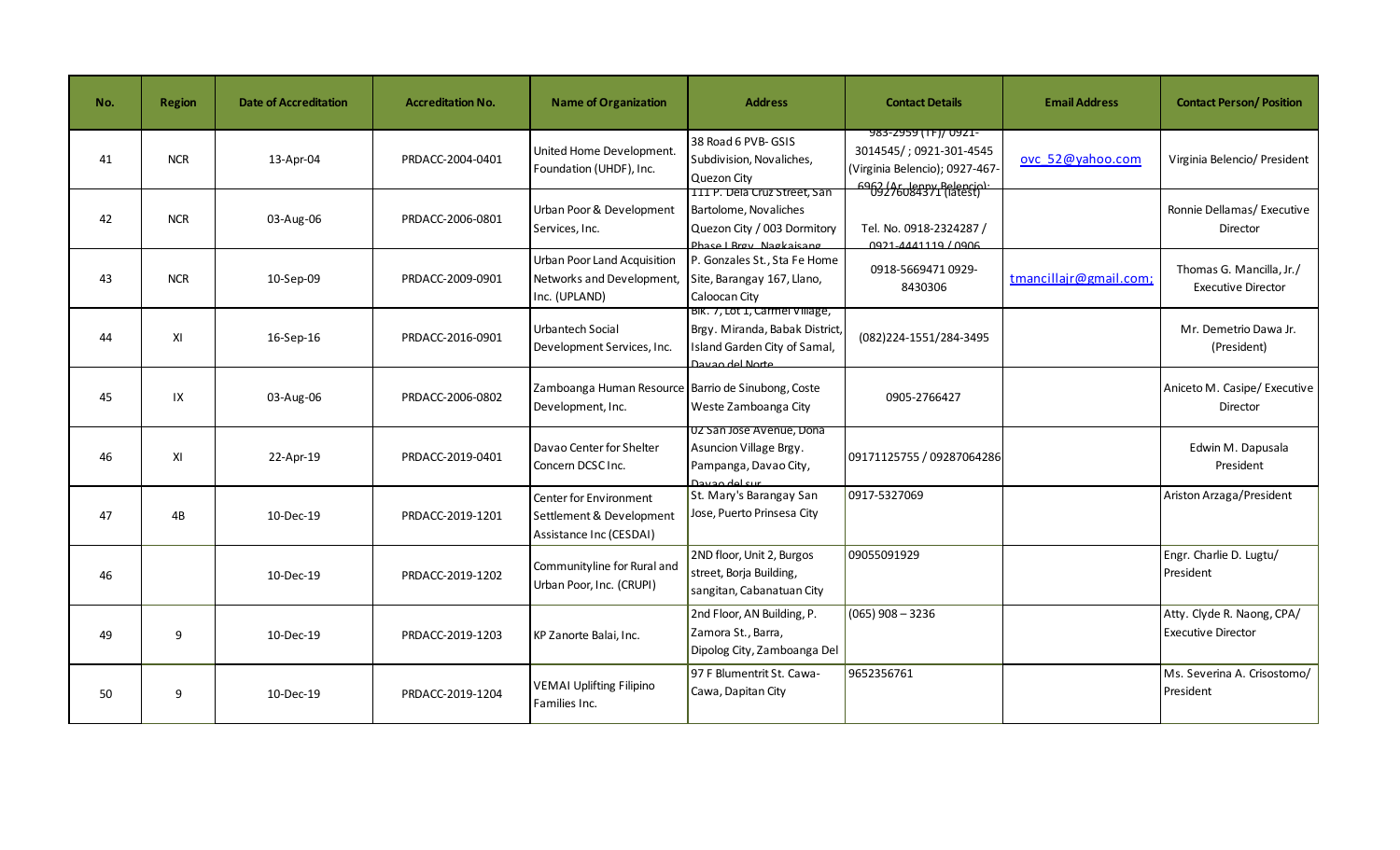| No. | Region | Date of Accreditation | Accreditation No. | Name of Organization | Address | Contact Details | Email Address | Contact Person/ Position |
|---|---|---|---|---|---|---|---|---|
| 41 | NCR | 13-Apr-04 | PRDACC-2004-0401 | United Home Development. Foundation (UHDF), Inc. | 38 Road 6 PVB- GSIS Subdivision, Novaliches, Quezon City | 983-2959 (TF)/ 0921-3014545/ ; 0921-301-4545 (Virginia Belencio); 0927-467-6962 (Ar. Jenny Belencio); | ovc_52@yahoo.com | Virginia Belencio/ President |
| 42 | NCR | 03-Aug-06 | PRDACC-2006-0801 | Urban Poor & Development Services, Inc. | 111 P. Dela Cruz Street, San Bartolome, Novaliches Quezon City / 003 Dormitory Phase I Brgy. Nagkaisang | 09276084371 (latest) Tel. No. 0918-2324287 / 0921-4441119 / 0906 | | Ronnie Dellamas/ Executive Director |
| 43 | NCR | 10-Sep-09 | PRDACC-2009-0901 | Urban Poor Land Acquisition Networks and Development, Inc. (UPLAND) | P. Gonzales St., Sta Fe Home Site, Barangay 167, Llano, Caloocan City | 0918-5669471 0929-8430306 | tmancillajr@gmail.com; | Thomas G. Mancilla, Jr./ Executive Director |
| 44 | XI | 16-Sep-16 | PRDACC-2016-0901 | Urbantech Social Development Services, Inc. | Blk. 7, Lot 1, Carmel Village, Brgy. Miranda, Babak District, Island Garden City of Samal, Davao del Norte | (082)224-1551/284-3495 | | Mr. Demetrio Dawa Jr. (President) |
| 45 | IX | 03-Aug-06 | PRDACC-2006-0802 | Zamboanga Human Resource Development, Inc. | Barrio de Sinubong, Coste Weste Zamboanga City | 0905-2766427 | | Aniceto M. Casipe/ Executive Director |
| 46 | XI | 22-Apr-19 | PRDACC-2019-0401 | Davao Center for Shelter Concern DCSC Inc. | 02 San Jose Avenue, Dona Asuncion Village Brgy. Pampanga, Davao City, Davao del sur | 09171125755 / 09287064286 | | Edwin M. Dapusala President |
| 47 | 4B | 10-Dec-19 | PRDACC-2019-1201 | Center for Environment Settlement & Development Assistance Inc (CESDAI) | St. Mary's Barangay San Jose, Puerto Prinsesa City | 0917-5327069 | | Ariston Arzaga/President |
| 46 | | 10-Dec-19 | PRDACC-2019-1202 | Communityline for Rural and Urban Poor, Inc. (CRUPI) | 2ND floor, Unit 2, Burgos street, Borja Building, sangitan, Cabanatuan City | 09055091929 | | Engr. Charlie D. Lugtu/ President |
| 49 | 9 | 10-Dec-19 | PRDACC-2019-1203 | KP Zanorte Balai, Inc. | 2nd Floor, AN Building, P. Zamora St., Barra, Dipolog City, Zamboanga Del | (065) 908 – 3236 | | Atty. Clyde R. Naong, CPA/ Executive Director |
| 50 | 9 | 10-Dec-19 | PRDACC-2019-1204 | VEMAI Uplifting Filipino Families Inc. | 97 F Blumentrit St. Cawa-Cawa, Dapitan City | 9652356761 | | Ms. Severina A. Crisostomo/ President |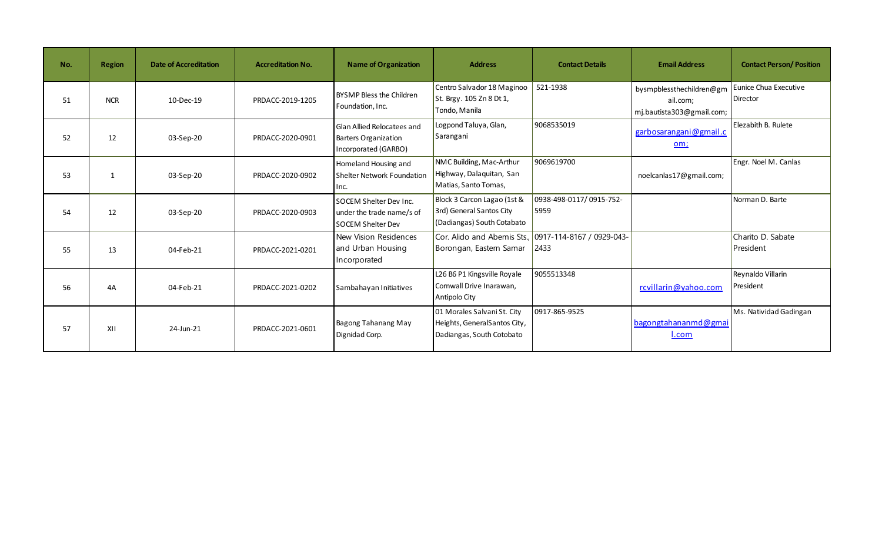| No. | Region | Date of Accreditation | Accreditation No. | Name of Organization | Address | Contact Details | Email Address | Contact Person/ Position |
|---|---|---|---|---|---|---|---|---|
| 51 | NCR | 10-Dec-19 | PRDACC-2019-1205 | BYSMP Bless the Children Foundation, Inc. | Centro Salvador 18 Maginoo St. Brgy. 105 Zn 8 Dt 1, Tondo, Manila | 521-1938 | bysmpblessthechildren@gmail.com; mj.bautista303@gmail.com; | Eunice Chua Executive Director |
| 52 | 12 | 03-Sep-20 | PRDACC-2020-0901 | Glan Allied Relocatees and Barters Organization Incorporated (GARBO) | Logpond Taluya, Glan, Sarangani | 9068535019 | garbosarangani@gmail.com; | Elezabith B. Rulete |
| 53 | 1 | 03-Sep-20 | PRDACC-2020-0902 | Homeland Housing and Shelter Network Foundation Inc. | NMC Building, Mac-Arthur Highway, Dalaquitan, San Matias, Santo Tomas, | 9069619700 | noelcanlas17@gmail.com; | Engr. Noel M. Canlas |
| 54 | 12 | 03-Sep-20 | PRDACC-2020-0903 | SOCEM Shelter Dev Inc. under the trade name/s of SOCEM Shelter Dev | Block 3 Carcon Lagao (1st & 3rd) General Santos City (Dadiangas) South Cotabato | 0938-498-0117/ 0915-752-5959 | | Norman D. Barte |
| 55 | 13 | 04-Feb-21 | PRDACC-2021-0201 | New Vision Residences and Urban Housing Incorporated | Cor. Alido and Abemis Sts., Borongan, Eastern Samar | 0917-114-8167 / 0929-043-2433 | | Charito D. Sabate President |
| 56 | 4A | 04-Feb-21 | PRDACC-2021-0202 | Sambahayan Initiatives | L26 B6 P1 Kingsville Royale Cornwall Drive Inarawan, Antipolo City | 9055513348 | rcvillarin@yahoo.com | Reynaldo Villarin President |
| 57 | XII | 24-Jun-21 | PRDACC-2021-0601 | Bagong Tahanang May Dignidad Corp. | 01 Morales Salvani St. City Heights, GeneralSantos City, Dadiangas, South Cotobato | 0917-865-9525 | bagongtahananmd@gmail.com | Ms. Natividad Gadingan |